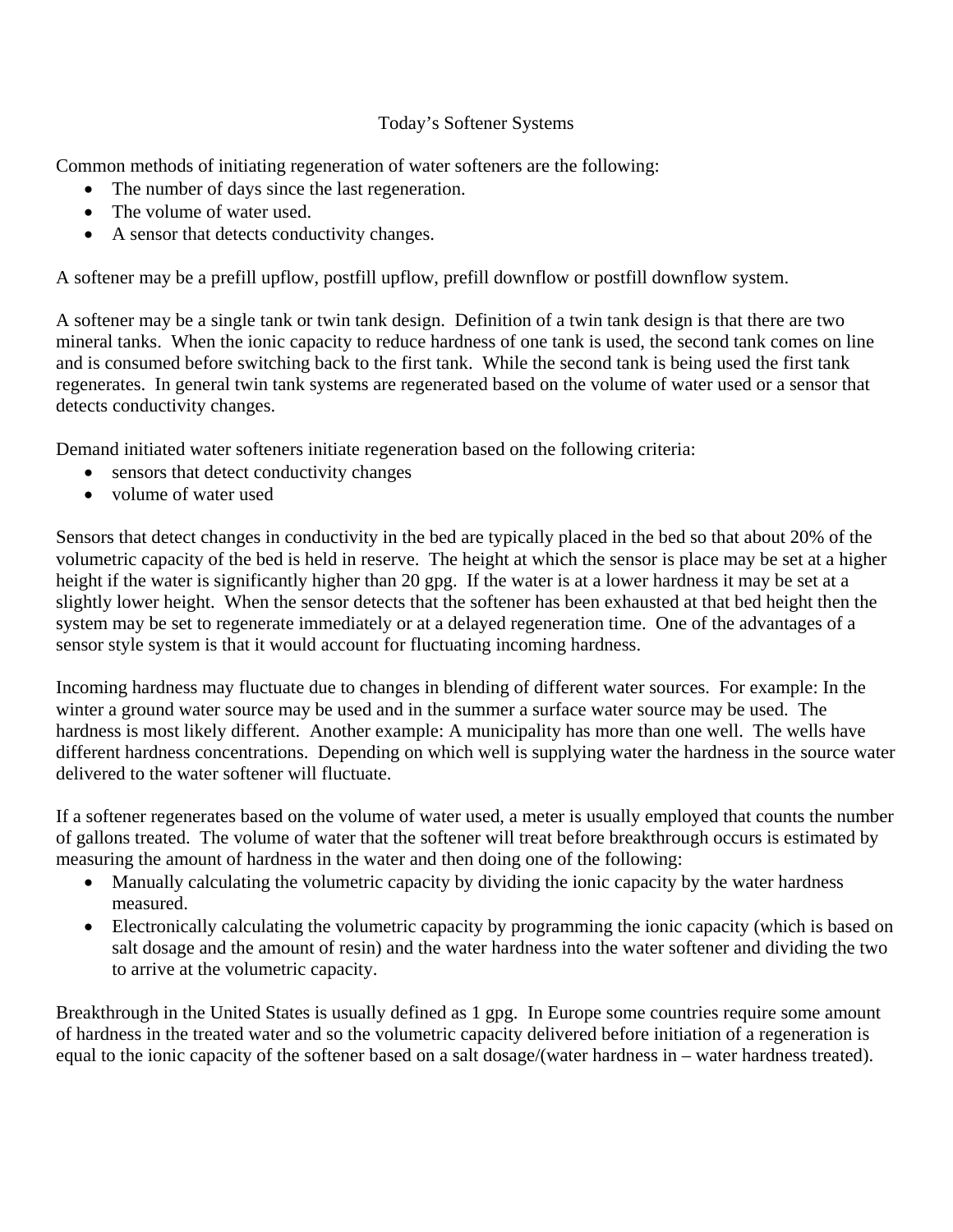# Today's Softener Systems

Common methods of initiating regeneration of water softeners are the following:

- The number of days since the last regeneration.
- The volume of water used.
- A sensor that detects conductivity changes.

A softener may be a prefill upflow, postfill upflow, prefill downflow or postfill downflow system.

A softener may be a single tank or twin tank design. Definition of a twin tank design is that there are two mineral tanks. When the ionic capacity to reduce hardness of one tank is used, the second tank comes on line and is consumed before switching back to the first tank. While the second tank is being used the first tank regenerates. In general twin tank systems are regenerated based on the volume of water used or a sensor that detects conductivity changes.

Demand initiated water softeners initiate regeneration based on the following criteria:

- sensors that detect conductivity changes
- volume of water used

Sensors that detect changes in conductivity in the bed are typically placed in the bed so that about 20% of the volumetric capacity of the bed is held in reserve. The height at which the sensor is place may be set at a higher height if the water is significantly higher than 20 gpg. If the water is at a lower hardness it may be set at a slightly lower height. When the sensor detects that the softener has been exhausted at that bed height then the system may be set to regenerate immediately or at a delayed regeneration time. One of the advantages of a sensor style system is that it would account for fluctuating incoming hardness.

Incoming hardness may fluctuate due to changes in blending of different water sources. For example: In the winter a ground water source may be used and in the summer a surface water source may be used. The hardness is most likely different. Another example: A municipality has more than one well. The wells have different hardness concentrations. Depending on which well is supplying water the hardness in the source water delivered to the water softener will fluctuate.

If a softener regenerates based on the volume of water used, a meter is usually employed that counts the number of gallons treated. The volume of water that the softener will treat before breakthrough occurs is estimated by measuring the amount of hardness in the water and then doing one of the following:

- Manually calculating the volumetric capacity by dividing the ionic capacity by the water hardness measured.
- Electronically calculating the volumetric capacity by programming the ionic capacity (which is based on salt dosage and the amount of resin) and the water hardness into the water softener and dividing the two to arrive at the volumetric capacity.

Breakthrough in the United States is usually defined as 1 gpg. In Europe some countries require some amount of hardness in the treated water and so the volumetric capacity delivered before initiation of a regeneration is equal to the ionic capacity of the softener based on a salt dosage/(water hardness in – water hardness treated).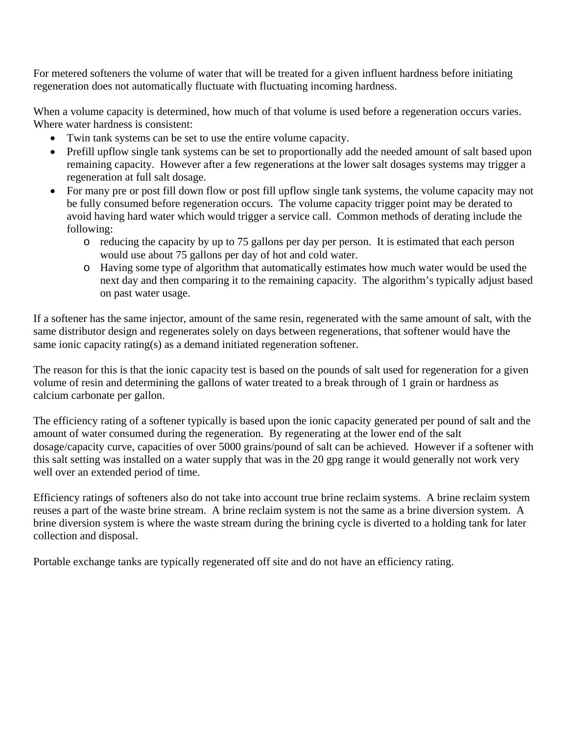For metered softeners the volume of water that will be treated for a given influent hardness before initiating regeneration does not automatically fluctuate with fluctuating incoming hardness.

When a volume capacity is determined, how much of that volume is used before a regeneration occurs varies. Where water hardness is consistent:

- Twin tank systems can be set to use the entire volume capacity.
- Prefill upflow single tank systems can be set to proportionally add the needed amount of salt based upon remaining capacity. However after a few regenerations at the lower salt dosages systems may trigger a regeneration at full salt dosage.
- For many pre or post fill down flow or post fill upflow single tank systems, the volume capacity may not be fully consumed before regeneration occurs. The volume capacity trigger point may be derated to avoid having hard water which would trigger a service call. Common methods of derating include the following:
    - reducing the capacity by up to 75 gallons per day per person. It is estimated that each person would use about 75 gallons per day of hot and cold water.
    - Having some type of algorithm that automatically estimates how much water would be used the next day and then comparing it to the remaining capacity. The algorithm's typically adjust based on past water usage.

If a softener has the same injector, amount of the same resin, regenerated with the same amount of salt, with the same distributor design and regenerates solely on days between regenerations, that softener would have the same ionic capacity rating(s) as a demand initiated regeneration softener.

The reason for this is that the ionic capacity test is based on the pounds of salt used for regeneration for a given volume of resin and determining the gallons of water treated to a break through of 1 grain or hardness as calcium carbonate per gallon.

The efficiency rating of a softener typically is based upon the ionic capacity generated per pound of salt and the amount of water consumed during the regeneration. By regenerating at the lower end of the salt dosage/capacity curve, capacities of over 5000 grains/pound of salt can be achieved. However if a softener with this salt setting was installed on a water supply that was in the 20 gpg range it would generally not work very well over an extended period of time.

Efficiency ratings of softeners also do not take into account true brine reclaim systems. A brine reclaim system reuses a part of the waste brine stream. A brine reclaim system is not the same as a brine diversion system. A brine diversion system is where the waste stream during the brining cycle is diverted to a holding tank for later collection and disposal.

Portable exchange tanks are typically regenerated off site and do not have an efficiency rating.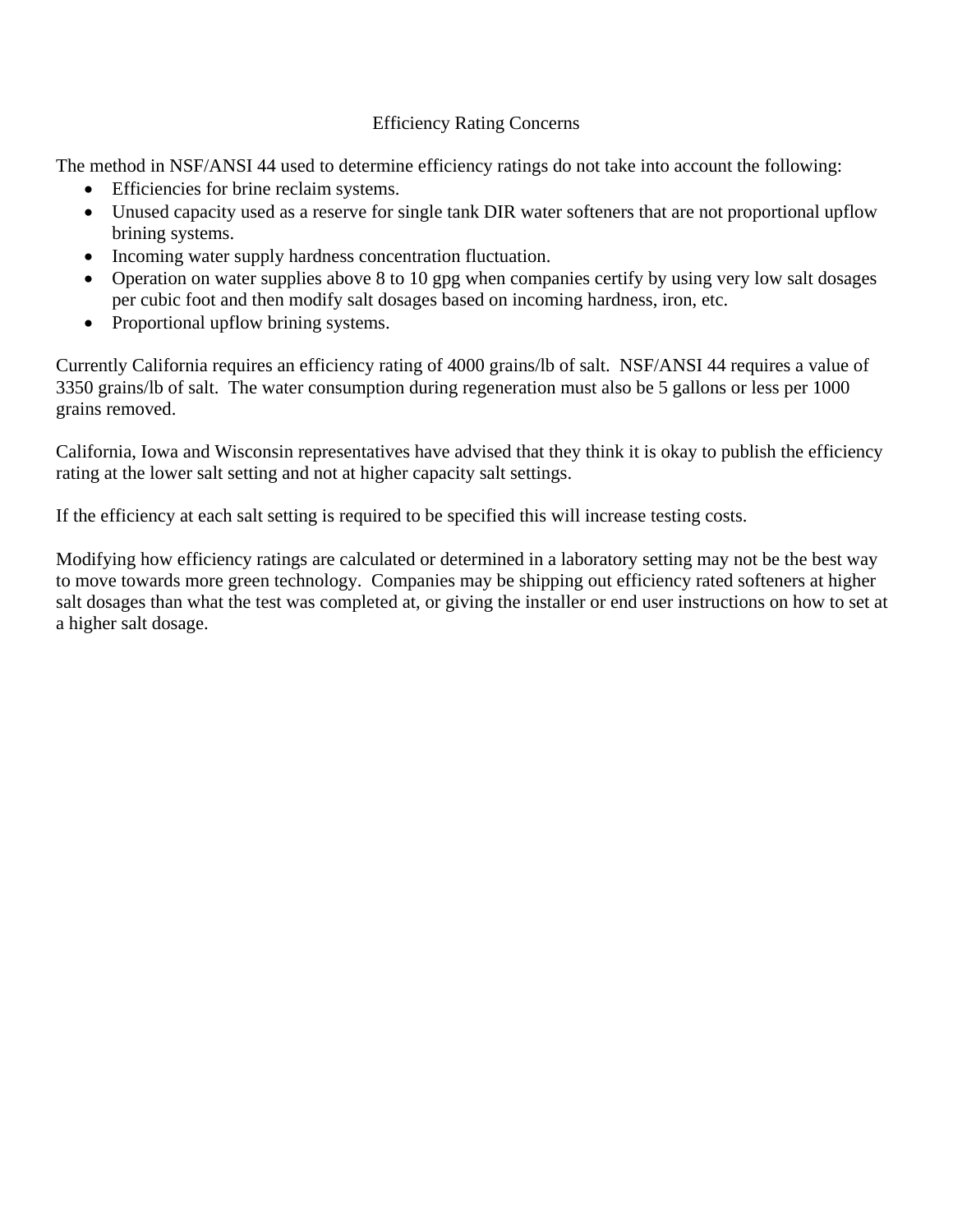# Efficiency Rating Concerns

The method in NSF/ANSI 44 used to determine efficiency ratings do not take into account the following:

- Efficiencies for brine reclaim systems.
- Unused capacity used as a reserve for single tank DIR water softeners that are not proportional upflow brining systems.
- Incoming water supply hardness concentration fluctuation.
- Operation on water supplies above 8 to 10 gpg when companies certify by using very low salt dosages per cubic foot and then modify salt dosages based on incoming hardness, iron, etc.
- Proportional upflow brining systems.

Currently California requires an efficiency rating of 4000 grains/lb of salt. NSF/ANSI 44 requires a value of 3350 grains/lb of salt. The water consumption during regeneration must also be 5 gallons or less per 1000 grains removed.

California, Iowa and Wisconsin representatives have advised that they think it is okay to publish the efficiency rating at the lower salt setting and not at higher capacity salt settings.

If the efficiency at each salt setting is required to be specified this will increase testing costs.

Modifying how efficiency ratings are calculated or determined in a laboratory setting may not be the best way to move towards more green technology. Companies may be shipping out efficiency rated softeners at higher salt dosages than what the test was completed at, or giving the installer or end user instructions on how to set at a higher salt dosage.